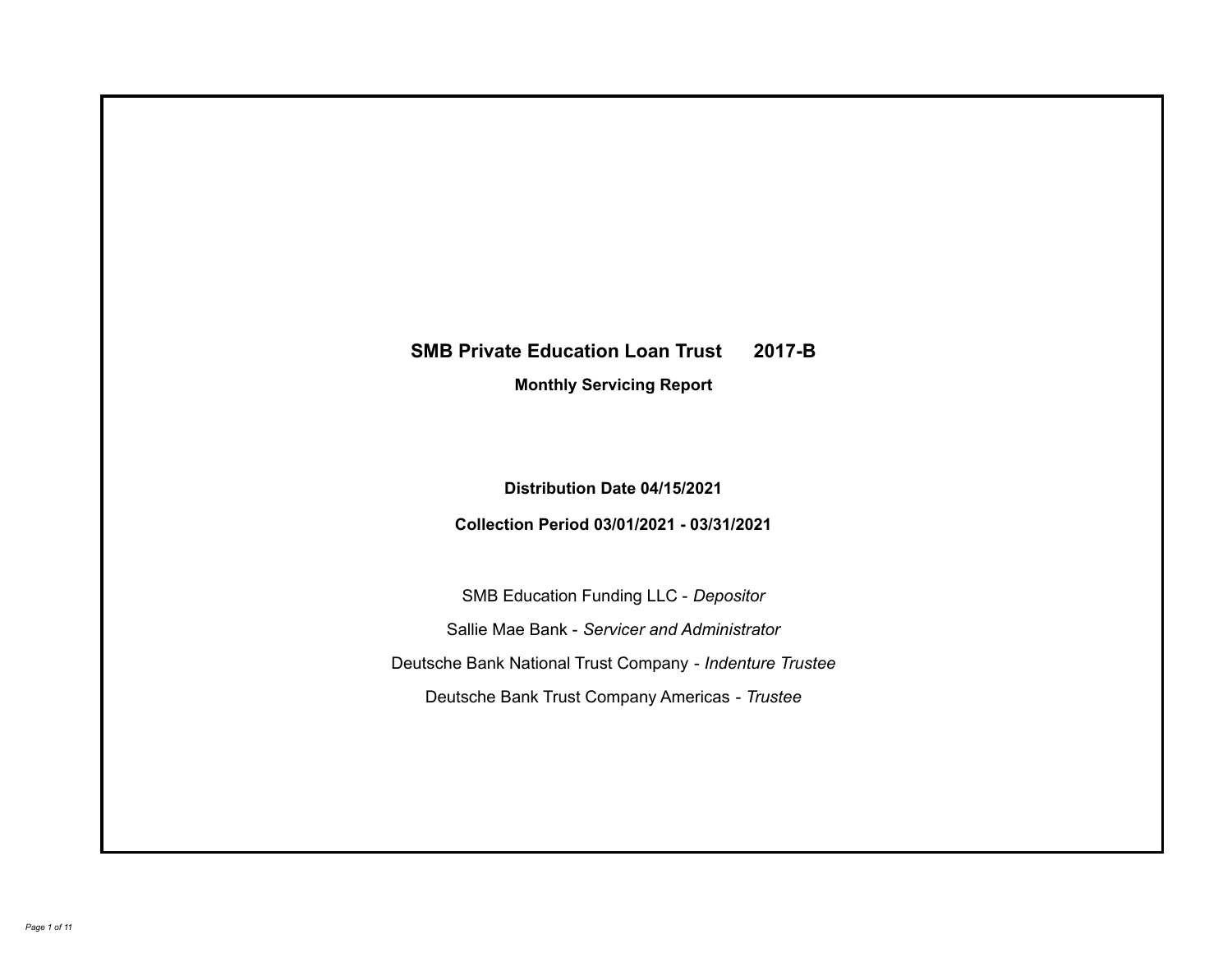# SMB Private Education Loan Trust 2017-B

**Monthly Servicing Report**

**Distribution Date 04/15/2021**

**Collection Period 03/01/2021 - 03/31/2021**

SMB Education Funding LLC - *Depositor*

Sallie Mae Bank - *Servicer and Administrator*

Deutsche Bank National Trust Company - *Indenture Trustee*

Deutsche Bank Trust Company Americas - *Trustee*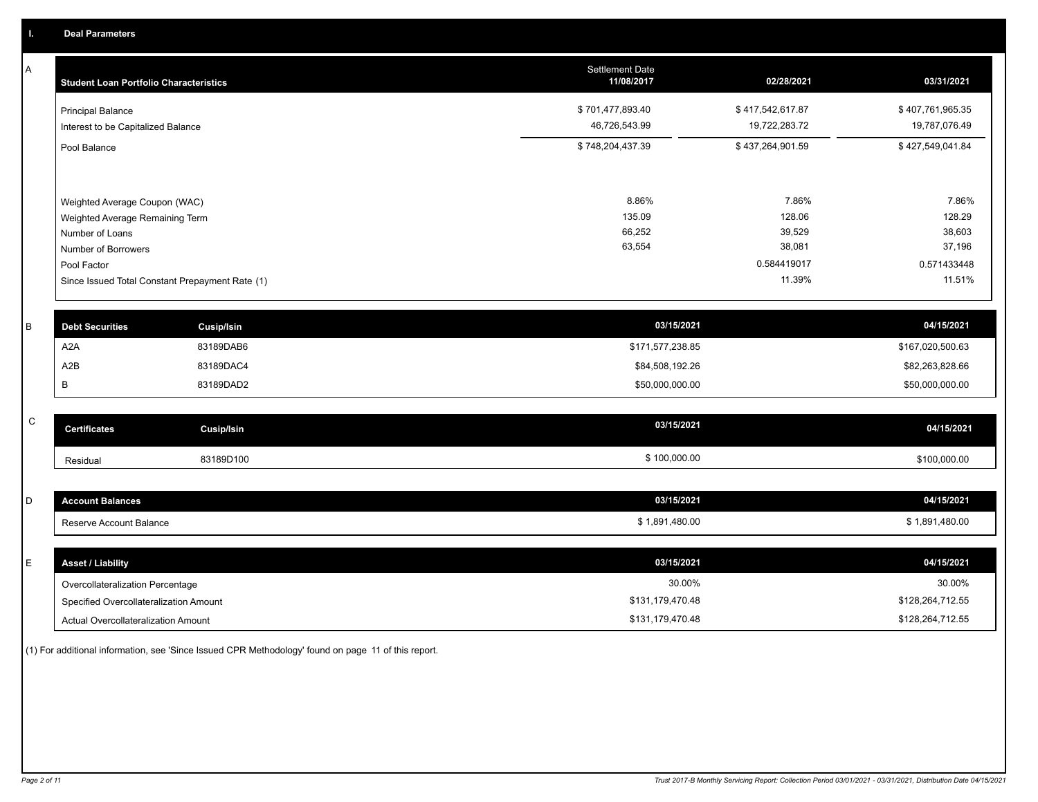## I. Deal Parameters

### A

| Student Loan Portfolio Characteristics | Settlement Date 11/08/2017 | 02/28/2021 | 03/31/2021 |
|---|---|---|---|
| Principal Balance | $ 701,477,893.40 | $ 417,542,617.87 | $ 407,761,965.35 |
| Interest to be Capitalized Balance | 46,726,543.99 | 19,722,283.72 | 19,787,076.49 |
| Pool Balance | $ 748,204,437.39 | $ 437,264,901.59 | $ 427,549,041.84 |
| Weighted Average Coupon (WAC) | 8.86% | 7.86% | 7.86% |
| Weighted Average Remaining Term | 135.09 | 128.06 | 128.29 |
| Number of Loans | 66,252 | 39,529 | 38,603 |
| Number of Borrowers | 63,554 | 38,081 | 37,196 |
| Pool Factor | | 0.584419017 | 0.571433448 |
| Since Issued Total Constant Prepayment Rate (1) | | 11.39% | 11.51% |

### B

| Debt Securities | Cusip/Isin | 03/15/2021 | 04/15/2021 |
|---|---|---|---|
| A2A | 83189DAB6 | $171,577,238.85 | $167,020,500.63 |
| A2B | 83189DAC4 | $84,508,192.26 | $82,263,828.66 |
| B | 83189DAD2 | $50,000,000.00 | $50,000,000.00 |

### C

| Certificates | Cusip/Isin | 03/15/2021 | 04/15/2021 |
|---|---|---|---|
| Residual | 83189D100 | $ 100,000.00 | $100,000.00 |

### D

| Account Balances | 03/15/2021 | 04/15/2021 |
|---|---|---|
| Reserve Account Balance | $ 1,891,480.00 | $ 1,891,480.00 |

### E

| Asset / Liability | 03/15/2021 | 04/15/2021 |
|---|---|---|
| Overcollateralization Percentage | 30.00% | 30.00% |
| Specified Overcollateralization Amount | $131,179,470.48 | $128,264,712.55 |
| Actual Overcollateralization Amount | $131,179,470.48 | $128,264,712.55 |

(1) For additional information, see 'Since Issued CPR Methodology' found on page 11 of this report.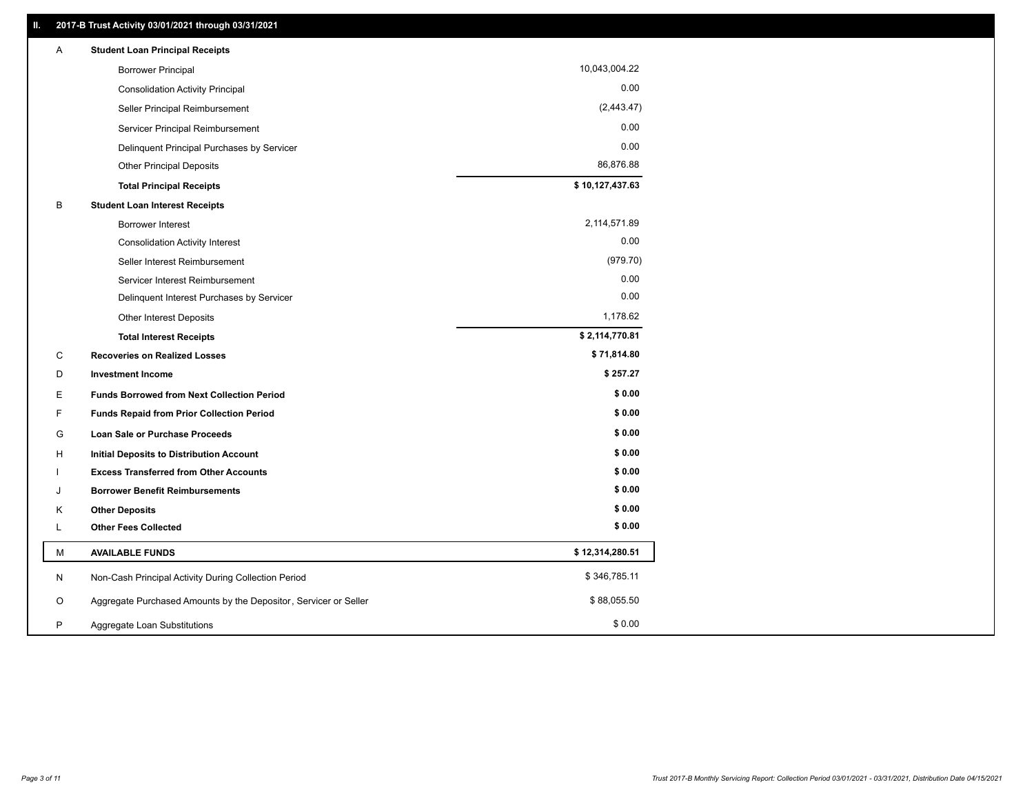## II. 2017-B Trust Activity 03/01/2021 through 03/31/2021

| | | |
|---|---|---|
| A | **Student Loan Principal Receipts** | |
| | Borrower Principal | 10,043,004.22 |
| | Consolidation Activity Principal | 0.00 |
| | Seller Principal Reimbursement | (2,443.47) |
| | Servicer Principal Reimbursement | 0.00 |
| | Delinquent Principal Purchases by Servicer | 0.00 |
| | Other Principal Deposits | 86,876.88 |
| | **Total Principal Receipts** | **$ 10,127,437.63** |
| B | **Student Loan Interest Receipts** | |
| | Borrower Interest | 2,114,571.89 |
| | Consolidation Activity Interest | 0.00 |
| | Seller Interest Reimbursement | (979.70) |
| | Servicer Interest Reimbursement | 0.00 |
| | Delinquent Interest Purchases by Servicer | 0.00 |
| | Other Interest Deposits | 1,178.62 |
| | **Total Interest Receipts** | **$ 2,114,770.81** |
| C | **Recoveries on Realized Losses** | **$ 71,814.80** |
| D | **Investment Income** | **$ 257.27** |
| E | **Funds Borrowed from Next Collection Period** | **$ 0.00** |
| F | **Funds Repaid from Prior Collection Period** | **$ 0.00** |
| G | **Loan Sale or Purchase Proceeds** | **$ 0.00** |
| H | **Initial Deposits to Distribution Account** | **$ 0.00** |
| I | **Excess Transferred from Other Accounts** | **$ 0.00** |
| J | **Borrower Benefit Reimbursements** | **$ 0.00** |
| K | **Other Deposits** | **$ 0.00** |
| L | **Other Fees Collected** | **$ 0.00** |
| M | **AVAILABLE FUNDS** | **$ 12,314,280.51** |
| N | Non-Cash Principal Activity During Collection Period | $ 346,785.11 |
| O | Aggregate Purchased Amounts by the Depositor, Servicer or Seller | $ 88,055.50 |
| P | Aggregate Loan Substitutions | $ 0.00 |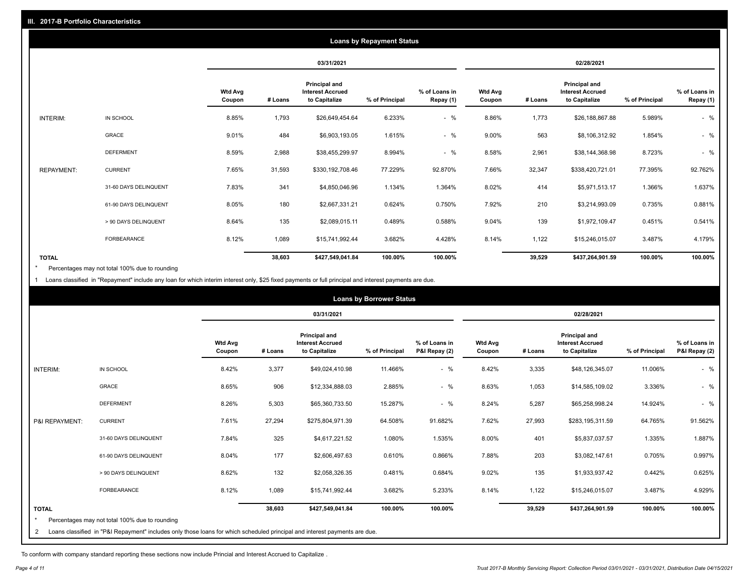## III. 2017-B Portfolio Characteristics

### Loans by Repayment Status

| | | 03/31/2021 | | | | | 02/28/2021 | | | | |
|---|---|---|---|---|---|---|---|---|---|---|---|
| | | Wtd Avg Coupon | # Loans | Principal and Interest Accrued to Capitalize | % of Principal | % of Loans in Repay (1) | Wtd Avg Coupon | # Loans | Principal and Interest Accrued to Capitalize | % of Principal | % of Loans in Repay (1) |
| INTERIM: | IN SCHOOL | 8.85% | 1,793 | $26,649,454.64 | 6.233% | - % | 8.86% | 1,773 | $26,188,867.88 | 5.989% | - % |
| | GRACE | 9.01% | 484 | $6,903,193.05 | 1.615% | - % | 9.00% | 563 | $8,106,312.92 | 1.854% | - % |
| | DEFERMENT | 8.59% | 2,988 | $38,455,299.97 | 8.994% | - % | 8.58% | 2,961 | $38,144,368.98 | 8.723% | - % |
| REPAYMENT: | CURRENT | 7.65% | 31,593 | $330,192,708.46 | 77.229% | 92.870% | 7.66% | 32,347 | $338,420,721.01 | 77.395% | 92.762% |
| | 31-60 DAYS DELINQUENT | 7.83% | 341 | $4,850,046.96 | 1.134% | 1.364% | 8.02% | 414 | $5,971,513.17 | 1.366% | 1.637% |
| | 61-90 DAYS DELINQUENT | 8.05% | 180 | $2,667,331.21 | 0.624% | 0.750% | 7.92% | 210 | $3,214,993.09 | 0.735% | 0.881% |
| | > 90 DAYS DELINQUENT | 8.64% | 135 | $2,089,015.11 | 0.489% | 0.588% | 9.04% | 139 | $1,972,109.47 | 0.451% | 0.541% |
| | FORBEARANCE | 8.12% | 1,089 | $15,741,992.44 | 3.682% | 4.428% | 8.14% | 1,122 | $15,246,015.07 | 3.487% | 4.179% |
| TOTAL | | | 38,603 | $427,549,041.84 | 100.00% | 100.00% | | 39,529 | $437,264,901.59 | 100.00% | 100.00% |

\* Percentages may not total 100% due to rounding

1 Loans classified in "Repayment" include any loan for which interim interest only, $25 fixed payments or full principal and interest payments are due.

### Loans by Borrower Status

| | | 03/31/2021 | | | | | 02/28/2021 | | | | |
|---|---|---|---|---|---|---|---|---|---|---|---|
| | | Wtd Avg Coupon | # Loans | Principal and Interest Accrued to Capitalize | % of Principal | % of Loans in P&I Repay (2) | Wtd Avg Coupon | # Loans | Principal and Interest Accrued to Capitalize | % of Principal | % of Loans in P&I Repay (2) |
| INTERIM: | IN SCHOOL | 8.42% | 3,377 | $49,024,410.98 | 11.466% | - % | 8.42% | 3,335 | $48,126,345.07 | 11.006% | - % |
| | GRACE | 8.65% | 906 | $12,334,888.03 | 2.885% | - % | 8.63% | 1,053 | $14,585,109.02 | 3.336% | - % |
| | DEFERMENT | 8.26% | 5,303 | $65,360,733.50 | 15.287% | - % | 8.24% | 5,287 | $65,258,998.24 | 14.924% | - % |
| P&I REPAYMENT: | CURRENT | 7.61% | 27,294 | $275,804,971.39 | 64.508% | 91.682% | 7.62% | 27,993 | $283,195,311.59 | 64.765% | 91.562% |
| | 31-60 DAYS DELINQUENT | 7.84% | 325 | $4,617,221.52 | 1.080% | 1.535% | 8.00% | 401 | $5,837,037.57 | 1.335% | 1.887% |
| | 61-90 DAYS DELINQUENT | 8.04% | 177 | $2,606,497.63 | 0.610% | 0.866% | 7.88% | 203 | $3,082,147.61 | 0.705% | 0.997% |
| | > 90 DAYS DELINQUENT | 8.62% | 132 | $2,058,326.35 | 0.481% | 0.684% | 9.02% | 135 | $1,933,937.42 | 0.442% | 0.625% |
| | FORBEARANCE | 8.12% | 1,089 | $15,741,992.44 | 3.682% | 5.233% | 8.14% | 1,122 | $15,246,015.07 | 3.487% | 4.929% |
| TOTAL | | | 38,603 | $427,549,041.84 | 100.00% | 100.00% | | 39,529 | $437,264,901.59 | 100.00% | 100.00% |

\* Percentages may not total 100% due to rounding

2 Loans classified in "P&I Repayment" includes only those loans for which scheduled principal and interest payments are due.

To conform with company standard reporting these sections now include Princial and Interest Accrued to Capitalize .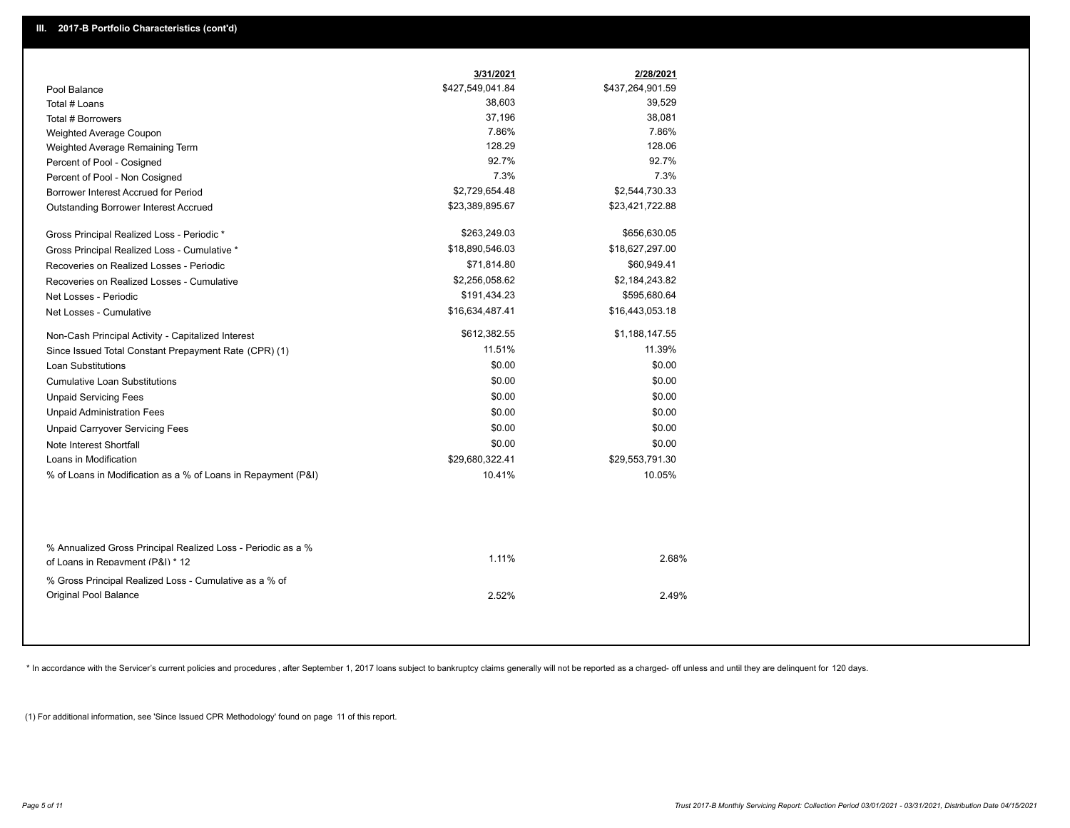## III. 2017-B Portfolio Characteristics (cont'd)

| | 3/31/2021 | 2/28/2021 |
|---|---|---|
| Pool Balance | $427,549,041.84 | $437,264,901.59 |
| Total # Loans | 38,603 | 39,529 |
| Total # Borrowers | 37,196 | 38,081 |
| Weighted Average Coupon | 7.86% | 7.86% |
| Weighted Average Remaining Term | 128.29 | 128.06 |
| Percent of Pool - Cosigned | 92.7% | 92.7% |
| Percent of Pool - Non Cosigned | 7.3% | 7.3% |
| Borrower Interest Accrued for Period | $2,729,654.48 | $2,544,730.33 |
| Outstanding Borrower Interest Accrued | $23,389,895.67 | $23,421,722.88 |
| Gross Principal Realized Loss - Periodic * | $263,249.03 | $656,630.05 |
| Gross Principal Realized Loss - Cumulative * | $18,890,546.03 | $18,627,297.00 |
| Recoveries on Realized Losses - Periodic | $71,814.80 | $60,949.41 |
| Recoveries on Realized Losses - Cumulative | $2,256,058.62 | $2,184,243.82 |
| Net Losses - Periodic | $191,434.23 | $595,680.64 |
| Net Losses - Cumulative | $16,634,487.41 | $16,443,053.18 |
| Non-Cash Principal Activity - Capitalized Interest | $612,382.55 | $1,188,147.55 |
| Since Issued Total Constant Prepayment Rate (CPR) (1) | 11.51% | 11.39% |
| Loan Substitutions | $0.00 | $0.00 |
| Cumulative Loan Substitutions | $0.00 | $0.00 |
| Unpaid Servicing Fees | $0.00 | $0.00 |
| Unpaid Administration Fees | $0.00 | $0.00 |
| Unpaid Carryover Servicing Fees | $0.00 | $0.00 |
| Note Interest Shortfall | $0.00 | $0.00 |
| Loans in Modification | $29,680,322.41 | $29,553,791.30 |
| % of Loans in Modification as a % of Loans in Repayment (P&I) | 10.41% | 10.05% |
| % Annualized Gross Principal Realized Loss - Periodic as a % of Loans in Repayment (P&I) * 12 | 1.11% | 2.68% |
| % Gross Principal Realized Loss - Cumulative as a % of Original Pool Balance | 2.52% | 2.49% |

* In accordance with the Servicer's current policies and procedures , after September 1, 2017 loans subject to bankruptcy claims generally will not be reported as a charged- off unless and until they are delinquent for 120 days.

(1) For additional information, see 'Since Issued CPR Methodology' found on page 11 of this report.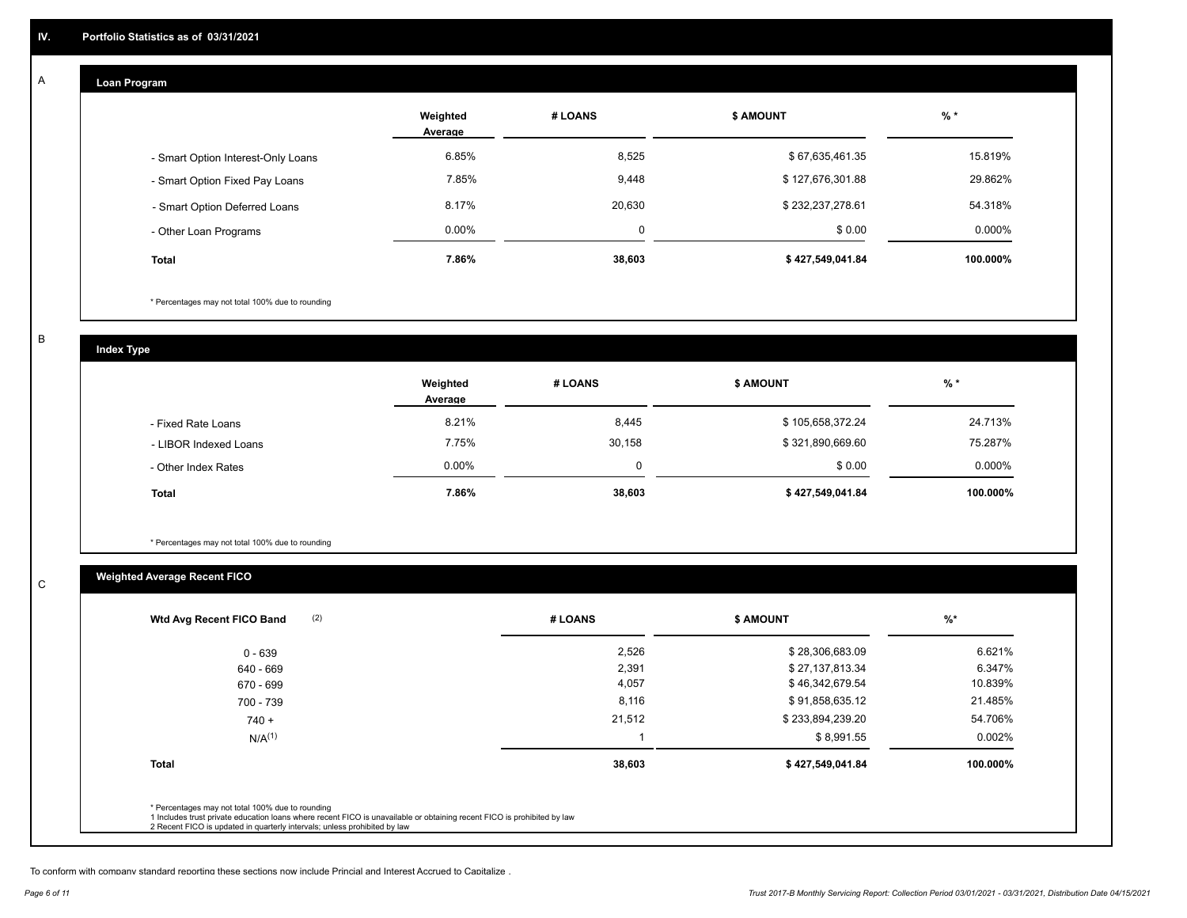## IV. Portfolio Statistics as of 03/31/2021

### A Loan Program

| | Weighted Average | # LOANS | $ AMOUNT | % * |
|---|---|---|---|---|
| - Smart Option Interest-Only Loans | 6.85% | 8,525 | $ 67,635,461.35 | 15.819% |
| - Smart Option Fixed Pay Loans | 7.85% | 9,448 | $ 127,676,301.88 | 29.862% |
| - Smart Option Deferred Loans | 8.17% | 20,630 | $ 232,237,278.61 | 54.318% |
| - Other Loan Programs | 0.00% | 0 | $ 0.00 | 0.000% |
| **Total** | **7.86%** | **38,603** | **$ 427,549,041.84** | **100.000%** |

* Percentages may not total 100% due to rounding

### B Index Type

| | Weighted Average | # LOANS | $ AMOUNT | % * |
|---|---|---|---|---|
| - Fixed Rate Loans | 8.21% | 8,445 | $ 105,658,372.24 | 24.713% |
| - LIBOR Indexed Loans | 7.75% | 30,158 | $ 321,890,669.60 | 75.287% |
| - Other Index Rates | 0.00% | 0 | $ 0.00 | 0.000% |
| **Total** | **7.86%** | **38,603** | **$ 427,549,041.84** | **100.000%** |

* Percentages may not total 100% due to rounding

### C Weighted Average Recent FICO

| Wtd Avg Recent FICO Band (2) | # LOANS | $ AMOUNT | %* |
|---|---|---|---|
| 0 - 639 | 2,526 | $ 28,306,683.09 | 6.621% |
| 640 - 669 | 2,391 | $ 27,137,813.34 | 6.347% |
| 670 - 699 | 4,057 | $ 46,342,679.54 | 10.839% |
| 700 - 739 | 8,116 | $ 91,858,635.12 | 21.485% |
| 740 + | 21,512 | $ 233,894,239.20 | 54.706% |
| N/A(1) | 1 | $ 8,991.55 | 0.002% |
| **Total** | **38,603** | **$ 427,549,041.84** | **100.000%** |

* Percentages may not total 100% due to rounding
1 Includes trust private education loans where recent FICO is unavailable or obtaining recent FICO is prohibited by law
2 Recent FICO is updated in quarterly intervals; unless prohibited by law

To conform with company standard reporting these sections now include Princial and Interest Accrued to Capitalize .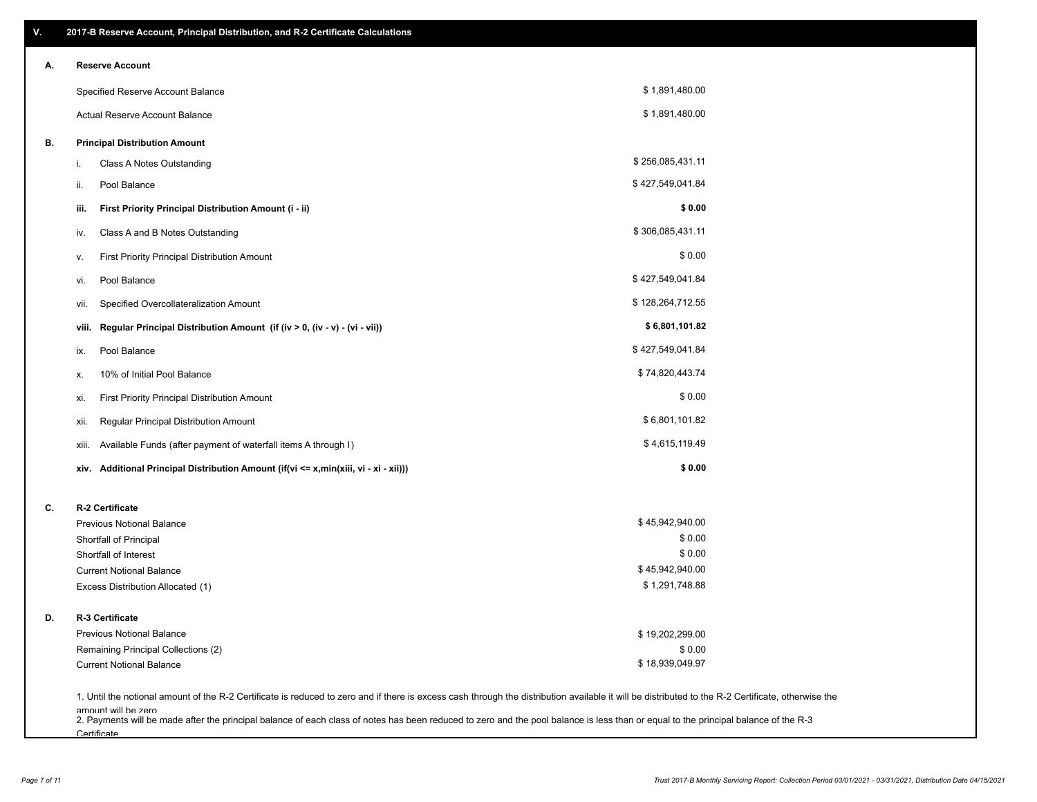## V. 2017-B Reserve Account, Principal Distribution, and R-2 Certificate Calculations

### A. Reserve Account

| | |
|---|---|
| Specified Reserve Account Balance | $ 1,891,480.00 |
| Actual Reserve Account Balance | $ 1,891,480.00 |

### B. Principal Distribution Amount

| | | |
|---|---|---|
| i. | Class A Notes Outstanding | $ 256,085,431.11 |
| ii. | Pool Balance | $ 427,549,041.84 |
| **iii.** | **First Priority Principal Distribution Amount (i - ii)** | **$ 0.00** |
| iv. | Class A and B Notes Outstanding | $ 306,085,431.11 |
| v. | First Priority Principal Distribution Amount | $ 0.00 |
| vi. | Pool Balance | $ 427,549,041.84 |
| vii. | Specified Overcollateralization Amount | $ 128,264,712.55 |
| **viii.** | **Regular Principal Distribution Amount (if (iv > 0, (iv - v) - (vi - vii))** | **$ 6,801,101.82** |
| ix. | Pool Balance | $ 427,549,041.84 |
| x. | 10% of Initial Pool Balance | $ 74,820,443.74 |
| xi. | First Priority Principal Distribution Amount | $ 0.00 |
| xii. | Regular Principal Distribution Amount | $ 6,801,101.82 |
| xiii. | Available Funds (after payment of waterfall items A through I) | $ 4,615,119.49 |
| **xiv.** | **Additional Principal Distribution Amount (if(vi <= x,min(xiii, vi - xi - xii)))** | **$ 0.00** |

### C. R-2 Certificate

| | |
|---|---|
| Previous Notional Balance | $ 45,942,940.00 |
| Shortfall of Principal | $ 0.00 |
| Shortfall of Interest | $ 0.00 |
| Current Notional Balance | $ 45,942,940.00 |
| Excess Distribution Allocated (1) | $ 1,291,748.88 |

### D. R-3 Certificate

| | |
|---|---|
| Previous Notional Balance | $ 19,202,299.00 |
| Remaining Principal Collections (2) | $ 0.00 |
| Current Notional Balance | $ 18,939,049.97 |

1. Until the notional amount of the R-2 Certificate is reduced to zero and if there is excess cash through the distribution available it will be distributed to the R-2 Certificate, otherwise the amount will be zero

2. Payments will be made after the principal balance of each class of notes has been reduced to zero and the pool balance is less than or equal to the principal balance of the R-3 Certificate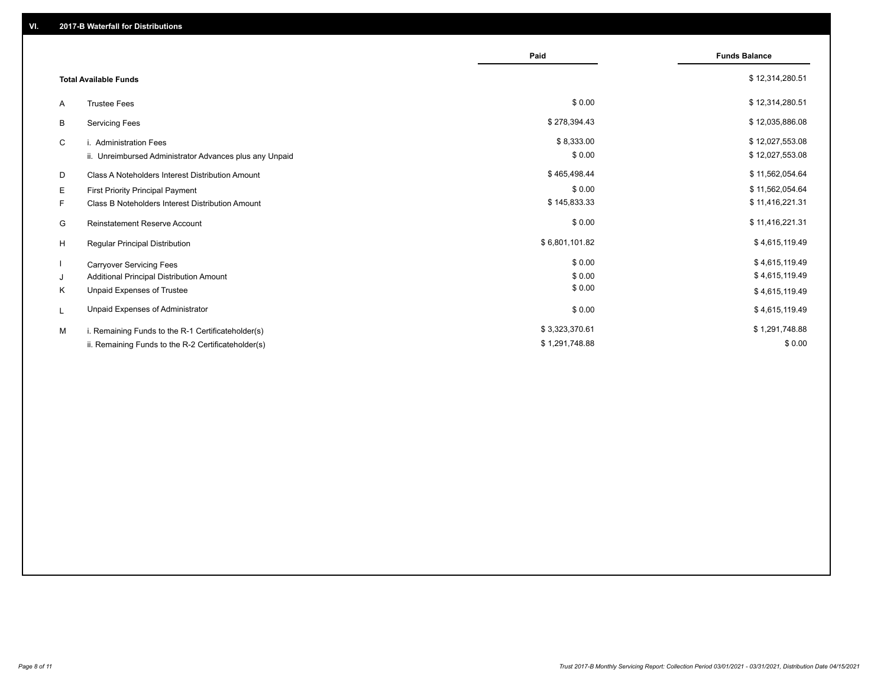## VI. 2017-B Waterfall for Distributions

| | | Paid | Funds Balance |
|---|---|---|---|
| | **Total Available Funds** | | $ 12,314,280.51 |
| A | Trustee Fees | $ 0.00 | $ 12,314,280.51 |
| B | Servicing Fees | $ 278,394.43 | $ 12,035,886.08 |
| C | i. Administration Fees | $ 8,333.00 | $ 12,027,553.08 |
| | ii. Unreimbursed Administrator Advances plus any Unpaid | $ 0.00 | $ 12,027,553.08 |
| D | Class A Noteholders Interest Distribution Amount | $ 465,498.44 | $ 11,562,054.64 |
| E | First Priority Principal Payment | $ 0.00 | $ 11,562,054.64 |
| F | Class B Noteholders Interest Distribution Amount | $ 145,833.33 | $ 11,416,221.31 |
| G | Reinstatement Reserve Account | $ 0.00 | $ 11,416,221.31 |
| H | Regular Principal Distribution | $ 6,801,101.82 | $ 4,615,119.49 |
| I | Carryover Servicing Fees | $ 0.00 | $ 4,615,119.49 |
| J | Additional Principal Distribution Amount | $ 0.00 | $ 4,615,119.49 |
| K | Unpaid Expenses of Trustee | $ 0.00 | $ 4,615,119.49 |
| L | Unpaid Expenses of Administrator | $ 0.00 | $ 4,615,119.49 |
| M | i. Remaining Funds to the R-1 Certificateholder(s) | $ 3,323,370.61 | $ 1,291,748.88 |
| | ii. Remaining Funds to the R-2 Certificateholder(s) | $ 1,291,748.88 | $ 0.00 |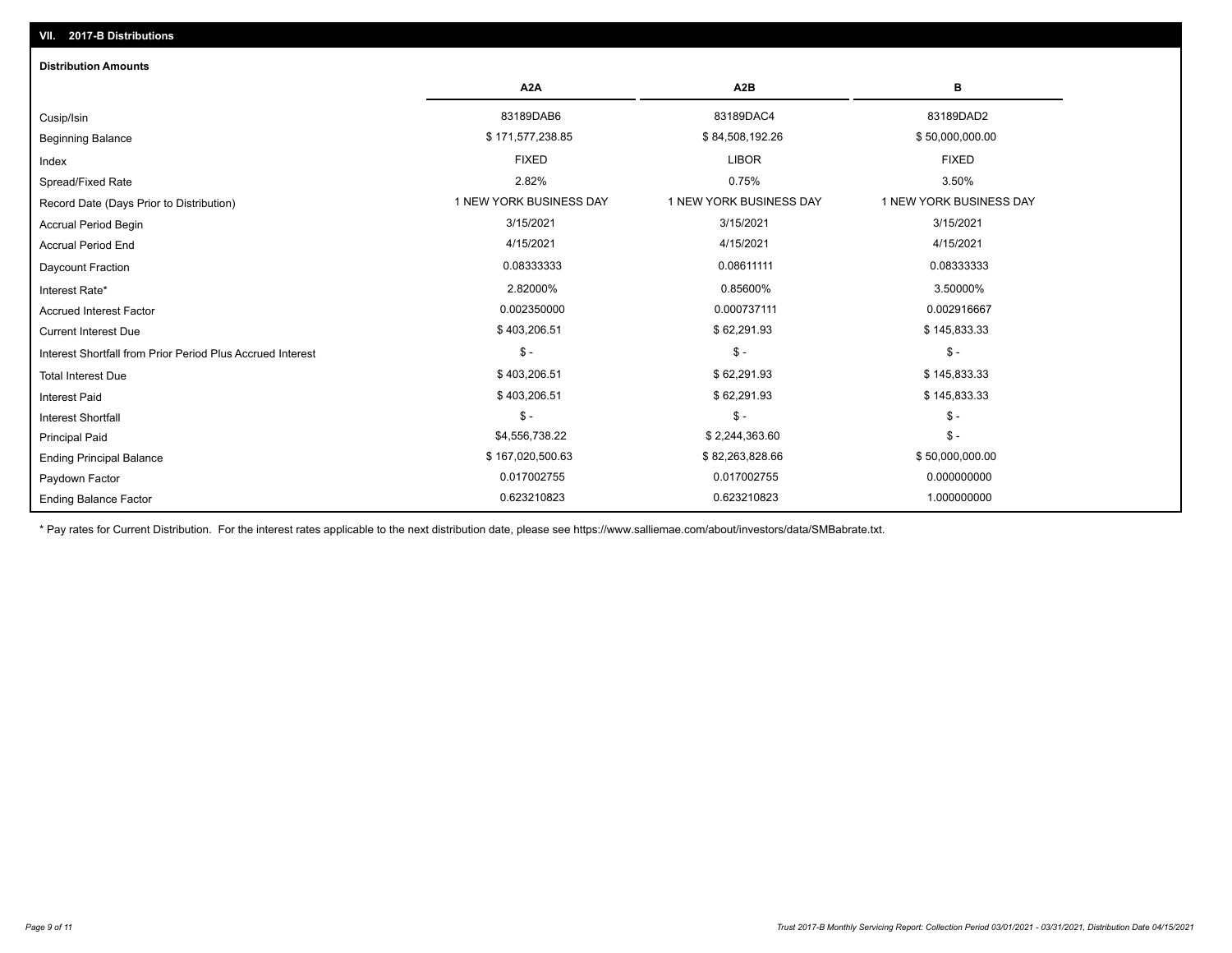## VII. 2017-B Distributions

### Distribution Amounts

| | A2A | A2B | B |
|---|---|---|---|
| Cusip/Isin | 83189DAB6 | 83189DAC4 | 83189DAD2 |
| Beginning Balance | $ 171,577,238.85 | $ 84,508,192.26 | $ 50,000,000.00 |
| Index | FIXED | LIBOR | FIXED |
| Spread/Fixed Rate | 2.82% | 0.75% | 3.50% |
| Record Date (Days Prior to Distribution) | 1 NEW YORK BUSINESS DAY | 1 NEW YORK BUSINESS DAY | 1 NEW YORK BUSINESS DAY |
| Accrual Period Begin | 3/15/2021 | 3/15/2021 | 3/15/2021 |
| Accrual Period End | 4/15/2021 | 4/15/2021 | 4/15/2021 |
| Daycount Fraction | 0.08333333 | 0.08611111 | 0.08333333 |
| Interest Rate* | 2.82000% | 0.85600% | 3.50000% |
| Accrued Interest Factor | 0.002350000 | 0.000737111 | 0.002916667 |
| Current Interest Due | $ 403,206.51 | $ 62,291.93 | $ 145,833.33 |
| Interest Shortfall from Prior Period Plus Accrued Interest | $ - | $ - | $ - |
| Total Interest Due | $ 403,206.51 | $ 62,291.93 | $ 145,833.33 |
| Interest Paid | $ 403,206.51 | $ 62,291.93 | $ 145,833.33 |
| Interest Shortfall | $ - | $ - | $ - |
| Principal Paid | $4,556,738.22 | $ 2,244,363.60 | $ - |
| Ending Principal Balance | $ 167,020,500.63 | $ 82,263,828.66 | $ 50,000,000.00 |
| Paydown Factor | 0.017002755 | 0.017002755 | 0.000000000 |
| Ending Balance Factor | 0.623210823 | 0.623210823 | 1.000000000 |

* Pay rates for Current Distribution. For the interest rates applicable to the next distribution date, please see https://www.salliemae.com/about/investors/data/SMBabrate.txt.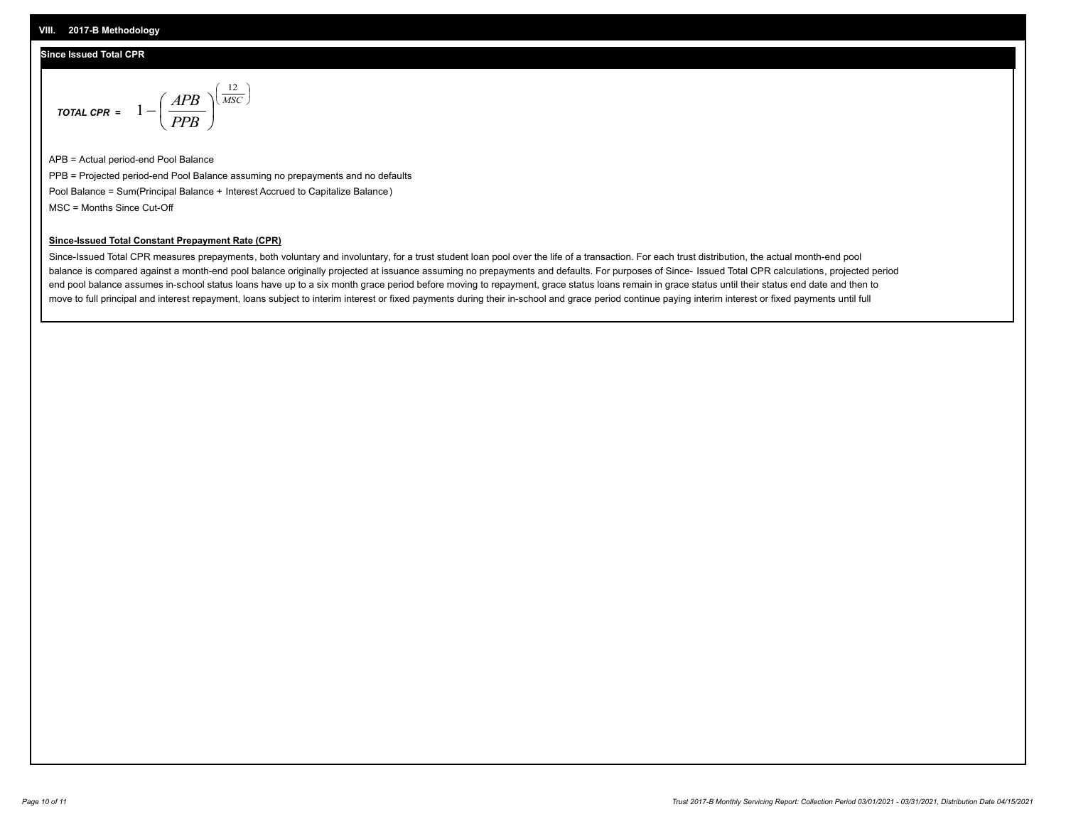## VIII. 2017-B Methodology

### Since Issued Total CPR

$$\textit{TOTAL CPR} = 1 - \left( \frac{APB}{PPB} \right)^{\left( \frac{12}{MSC} \right)}$$

APB = Actual period-end Pool Balance

PPB = Projected period-end Pool Balance assuming no prepayments and no defaults

Pool Balance = Sum(Principal Balance + Interest Accrued to Capitalize Balance)

MSC = Months Since Cut-Off

**Since-Issued Total Constant Prepayment Rate (CPR)**

Since-Issued Total CPR measures prepayments, both voluntary and involuntary, for a trust student loan pool over the life of a transaction. For each trust distribution, the actual month-end pool balance is compared against a month-end pool balance originally projected at issuance assuming no prepayments and defaults. For purposes of Since- Issued Total CPR calculations, projected period end pool balance assumes in-school status loans have up to a six month grace period before moving to repayment, grace status loans remain in grace status until their status end date and then to move to full principal and interest repayment, loans subject to interim interest or fixed payments during their in-school and grace period continue paying interim interest or fixed payments until full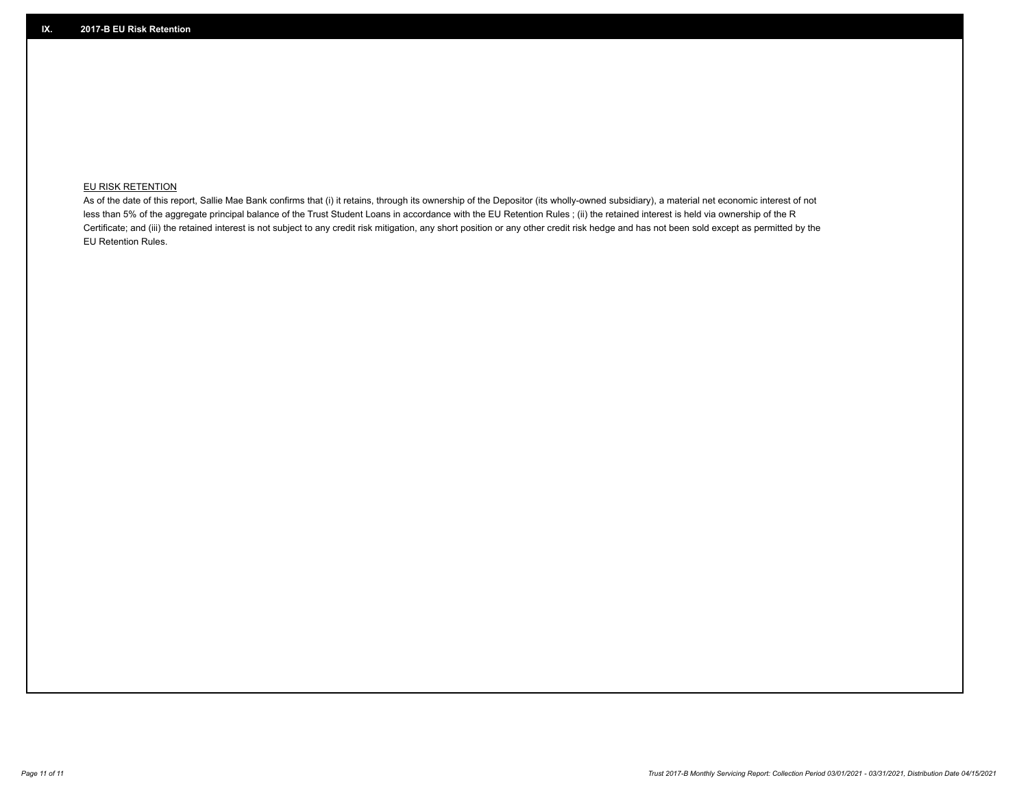## IX. 2017-B EU Risk Retention

EU RISK RETENTION

As of the date of this report, Sallie Mae Bank confirms that (i) it retains, through its ownership of the Depositor (its wholly-owned subsidiary), a material net economic interest of not less than 5% of the aggregate principal balance of the Trust Student Loans in accordance with the EU Retention Rules ; (ii) the retained interest is held via ownership of the R Certificate; and (iii) the retained interest is not subject to any credit risk mitigation, any short position or any other credit risk hedge and has not been sold except as permitted by the EU Retention Rules.